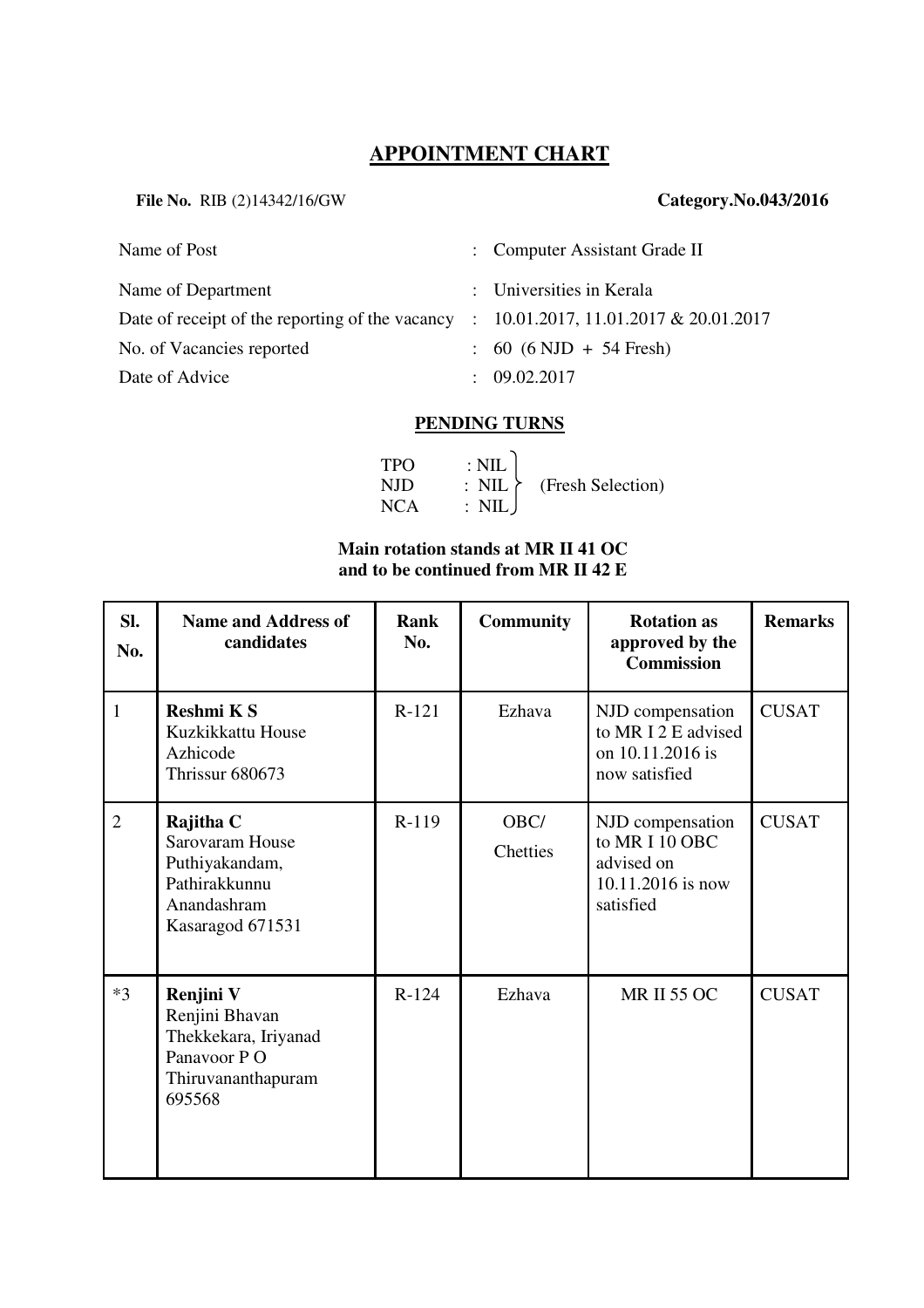# APPOINTMENT CHART

**File No.** RIB (2)14342/16/GW **Category.No.043/2016**

| | | |
|---|---|---|
| Name of Post | : | Computer Assistant Grade II |
| Name of Department | : | Universities in Kerala |
| Date of receipt of the reporting of the vacancy | : | 10.01.2017, 11.01.2017 & 20.01.2017 |
| No. of Vacancies reported | : | 60 (6 NJD + 54 Fresh) |
| Date of Advice | : | 09.02.2017 |

## PENDING TURNS

TPO : NIL
NJD : NIL (Fresh Selection)
NCA : NIL

**Main rotation stands at MR II 41 OC**
**and to be continued from MR II 42 E**

| Sl. No. | Name and Address of candidates | Rank No. | Community | Rotation as approved by the Commission | Remarks |
|---|---|---|---|---|---|
| 1 | **Reshmi K S**<br>Kuzkikkattu House<br>Azhicode<br>Thrissur 680673 | R-121 | Ezhava | NJD compensation to MR I 2 E advised on 10.11.2016 is now satisfied | CUSAT |
| 2 | **Rajitha C**<br>Sarovaram House<br>Puthiyakandam,<br>Pathirakkunnu<br>Anandashram<br>Kasaragod 671531 | R-119 | OBC/<br>Chetties | NJD compensation to MR I 10 OBC advised on 10.11.2016 is now satisfied | CUSAT |
| *3 | **Renjini V**<br>Renjini Bhavan<br>Thekkekara, Iriyanad<br>Panavoor P O<br>Thiruvananthapuram<br>695568 | R-124 | Ezhava | MR II 55 OC | CUSAT |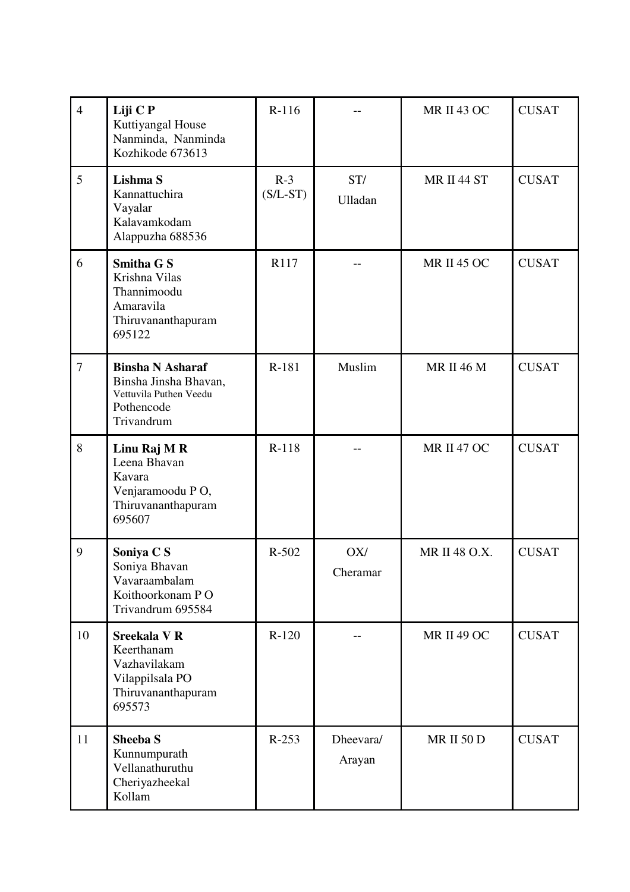| 4 | **Liji C P**<br>Kuttiyangal House<br>Nanminda, Nanminda<br>Kozhikode 673613 | R-116 | -- | MR II 43 OC | CUSAT |
|---|---|---|---|---|---|
| 5 | **Lishma S**<br>Kannattuchira<br>Vayalar<br>Kalavamkodam<br>Alappuzha 688536 | R-3 (S/L-ST) | ST/ Ulladan | MR II 44 ST | CUSAT |
| 6 | **Smitha G S**<br>Krishna Vilas<br>Thannimoodu<br>Amaravila<br>Thiruvananthapuram<br>695122 | R117 | -- | MR II 45 OC | CUSAT |
| 7 | **Binsha N Asharaf**<br>Binsha Jinsha Bhavan,<br>Vettuvila Puthen Veedu<br>Pothencode<br>Trivandrum | R-181 | Muslim | MR II 46 M | CUSAT |
| 8 | **Linu Raj M R**<br>Leena Bhavan<br>Kavara<br>Venjaramoodu P O,<br>Thiruvananthapuram<br>695607 | R-118 | -- | MR II 47 OC | CUSAT |
| 9 | **Soniya C S**<br>Soniya Bhavan<br>Vavaraambalam<br>Koithoorkonam P O<br>Trivandrum 695584 | R-502 | OX/ Cheramar | MR II 48 O.X. | CUSAT |
| 10 | **Sreekala V R**<br>Keerthanam<br>Vazhavilakam<br>Vilappilsala PO<br>Thiruvananthapuram<br>695573 | R-120 | -- | MR II 49 OC | CUSAT |
| 11 | **Sheeba S**<br>Kunnumpurath<br>Vellanathuruthu<br>Cheriyazheekal<br>Kollam | R-253 | Dheevara/ Arayan | MR II 50 D | CUSAT |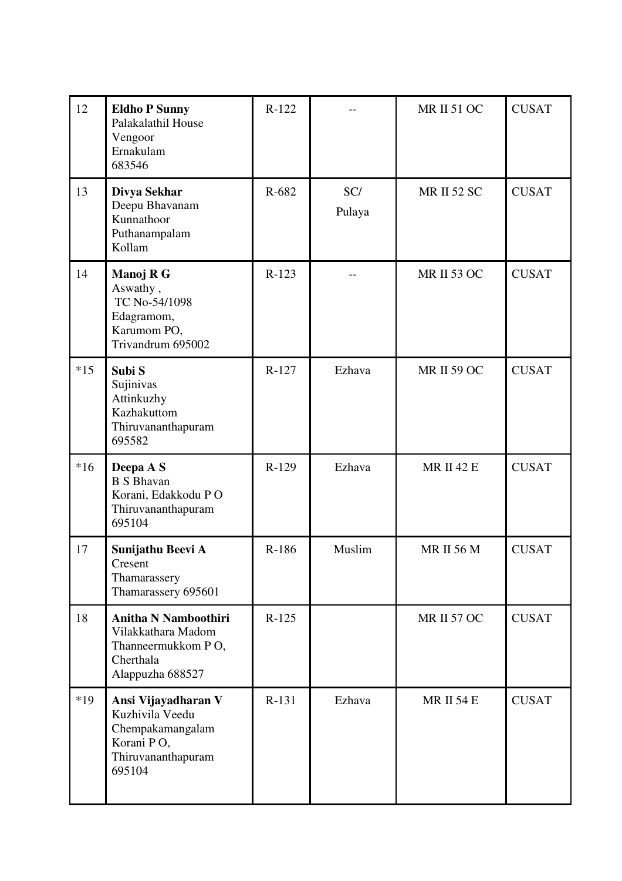| 12 | **Eldho P Sunny**<br>Palakalathil House<br>Vengoor<br>Ernakulam<br>683546 | R-122 | -- | MR II 51 OC | CUSAT |
|---|---|---|---|---|---|
| 13 | **Divya Sekhar**<br>Deepu Bhavanam<br>Kunnathoor<br>Puthanampalam<br>Kollam | R-682 | SC/<br>Pulaya | MR II 52 SC | CUSAT |
| 14 | **Manoj R G**<br>Aswathy ,<br>TC No-54/1098<br>Edagramom,<br>Karumom PO,<br>Trivandrum 695002 | R-123 | -- | MR II 53 OC | CUSAT |
| *15 | **Subi S**<br>Sujinivas<br>Attinkuzhy<br>Kazhakuttom<br>Thiruvananthapuram<br>695582 | R-127 | Ezhava | MR II 59 OC | CUSAT |
| *16 | **Deepa A S**<br>B S Bhavan<br>Korani, Edakkodu P O<br>Thiruvananthapuram<br>695104 | R-129 | Ezhava | MR II 42 E | CUSAT |
| 17 | **Sunijathu Beevi A**<br>Cresent<br>Thamarassery<br>Thamarassery 695601 | R-186 | Muslim | MR II 56 M | CUSAT |
| 18 | **Anitha N Namboothiri**<br>Vilakkathara Madom<br>Thanneermukkom P O,<br>Cherthala<br>Alappuzha 688527 | R-125 | | MR II 57 OC | CUSAT |
| *19 | **Ansi Vijayadharan V**<br>Kuzhivila Veedu<br>Chempakamangalam<br>Korani P O,<br>Thiruvananthapuram<br>695104 | R-131 | Ezhava | MR II 54 E | CUSAT |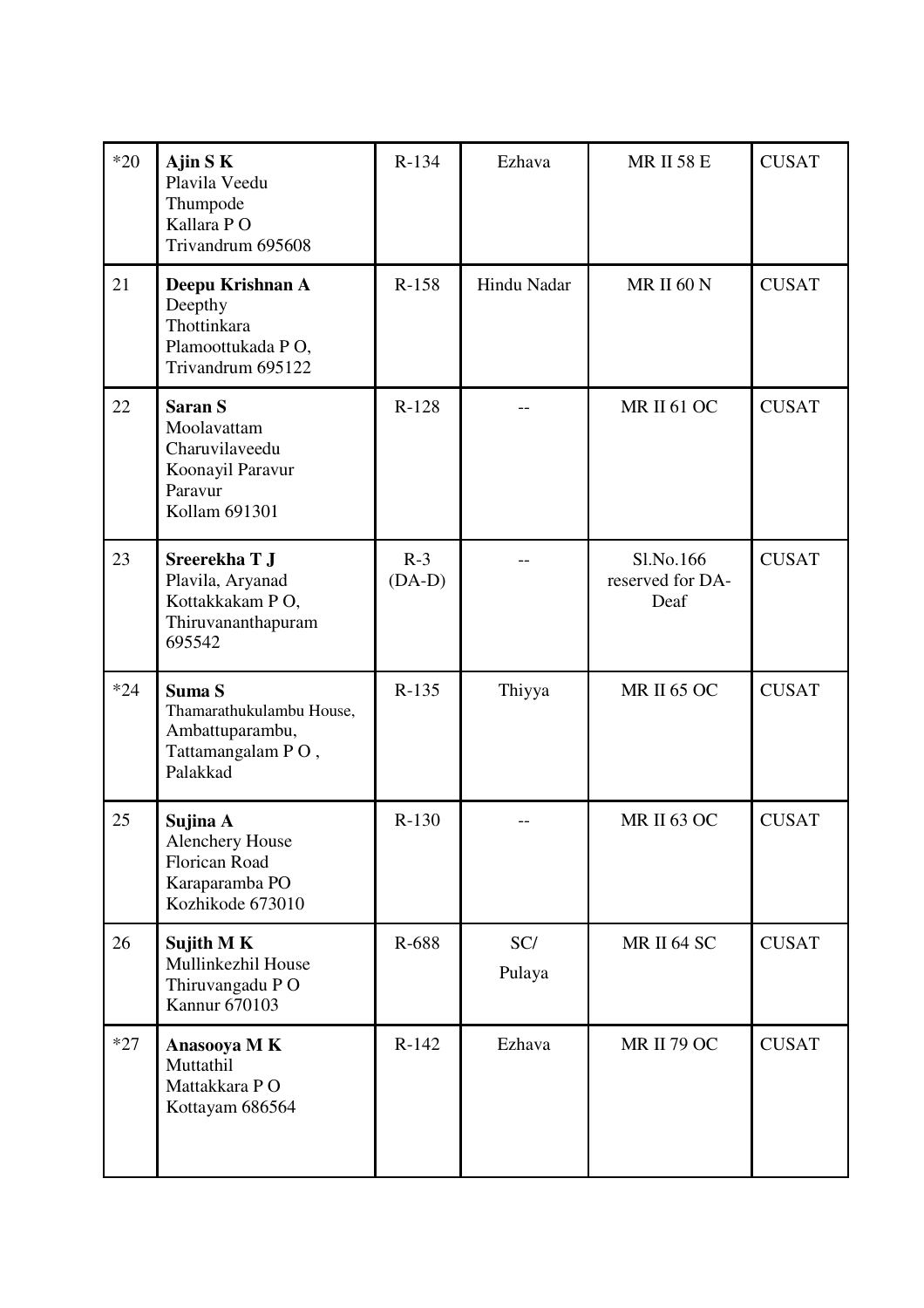| *20 | **Ajin S K**<br>Plavila Veedu<br>Thumpode<br>Kallara P O<br>Trivandrum 695608 | R-134 | Ezhava | MR II 58 E | CUSAT |
|---|---|---|---|---|---|
| 21 | **Deepu Krishnan A**<br>Deepthy<br>Thottinkara<br>Plamoottukada P O,<br>Trivandrum 695122 | R-158 | Hindu Nadar | MR II 60 N | CUSAT |
| 22 | **Saran S**<br>Moolavattam<br>Charuvilaveedu<br>Koonayil Paravur<br>Paravur<br>Kollam 691301 | R-128 | -- | MR II 61 OC | CUSAT |
| 23 | **Sreerekha T J**<br>Plavila, Aryanad<br>Kottakkakam P O,<br>Thiruvananthapuram<br>695542 | R-3<br>(DA-D) | -- | Sl.No.166<br>reserved for DA-Deaf | CUSAT |
| *24 | **Suma S**<br>Thamarathukulambu House,<br>Ambattuparambu,<br>Tattamangalam P O ,<br>Palakkad | R-135 | Thiyya | MR II 65 OC | CUSAT |
| 25 | **Sujina A**<br>Alenchery House<br>Florican Road<br>Karaparamba PO<br>Kozhikode 673010 | R-130 | -- | MR II 63 OC | CUSAT |
| 26 | **Sujith M K**<br>Mullinkezhil House<br>Thiruvangadu P O<br>Kannur 670103 | R-688 | SC/<br>Pulaya | MR II 64 SC | CUSAT |
| *27 | **Anasooya M K**<br>Muttathil<br>Mattakkara P O<br>Kottayam 686564 | R-142 | Ezhava | MR II 79 OC | CUSAT |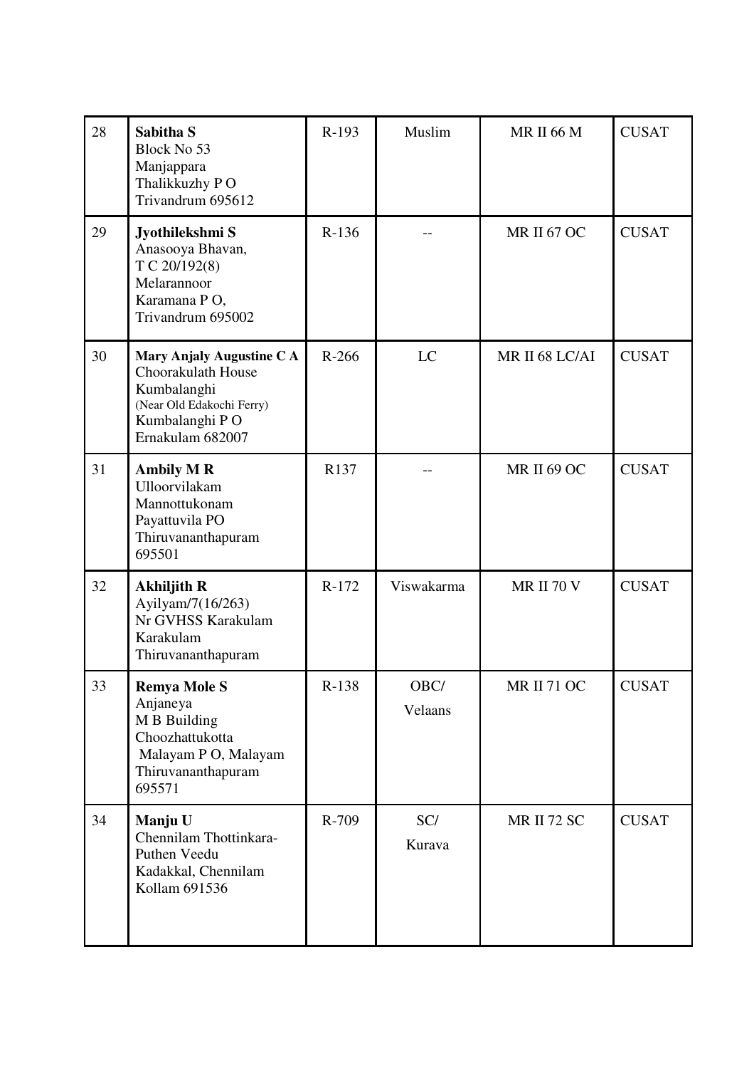| 28 | **Sabitha S**<br>Block No 53<br>Manjappara<br>Thalikkuzhy P O<br>Trivandrum 695612 | R-193 | Muslim | MR II 66 M | CUSAT |
|---|---|---|---|---|---|
| 29 | **Jyothilekshmi S**<br>Anasooya Bhavan,<br>T C 20/192(8)<br>Melarannoor<br>Karamana P O,<br>Trivandrum 695002 | R-136 | -- | MR II 67 OC | CUSAT |
| 30 | **Mary Anjaly Augustine C A**<br>Choorakulath House<br>Kumbalanghi<br>(Near Old Edakochi Ferry)<br>Kumbalanghi P O<br>Ernakulam 682007 | R-266 | LC | MR II 68 LC/AI | CUSAT |
| 31 | **Ambily M R**<br>Ulloorvilakam<br>Mannottukonam<br>Payattuvila PO<br>Thiruvananthapuram<br>695501 | R137 | -- | MR II 69 OC | CUSAT |
| 32 | **Akhiljith R**<br>Ayilyam/7(16/263)<br>Nr GVHSS Karakulam<br>Karakulam<br>Thiruvananthapuram | R-172 | Viswakarma | MR II 70 V | CUSAT |
| 33 | **Remya Mole S**<br>Anjaneya<br>M B Building<br>Choozhattukotta<br>Malayam P O, Malayam<br>Thiruvananthapuram<br>695571 | R-138 | OBC/<br>Velaans | MR II 71 OC | CUSAT |
| 34 | **Manju U**<br>Chennilam Thottinkara-<br>Puthen Veedu<br>Kadakkal, Chennilam<br>Kollam 691536 | R-709 | SC/<br>Kurava | MR II 72 SC | CUSAT |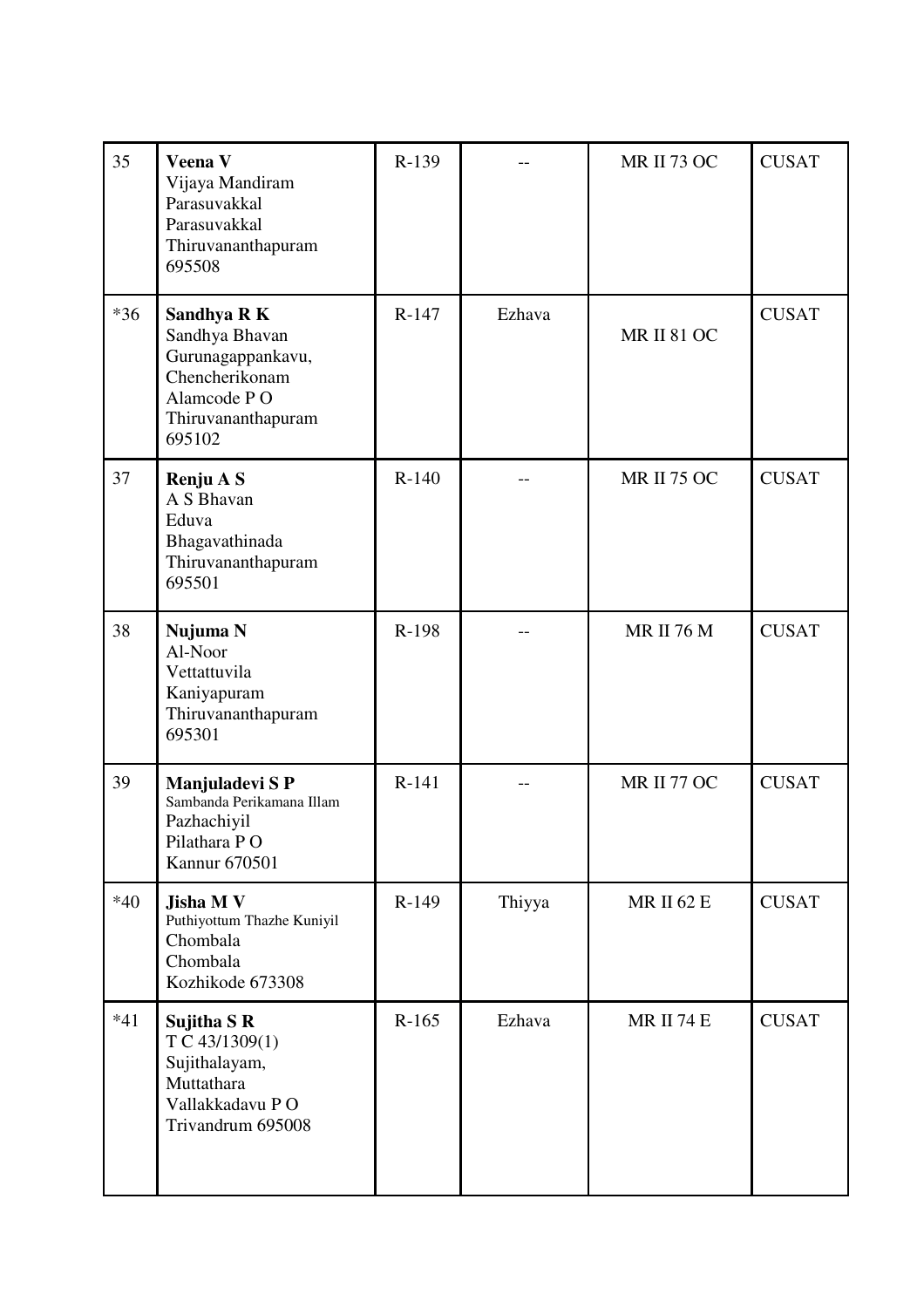| | | | | | |
|---|---|---|---|---|---|
| 35 | **Veena V**<br>Vijaya Mandiram<br>Parasuvakkal<br>Parasuvakkal<br>Thiruvananthapuram<br>695508 | R-139 | -- | MR II 73 OC | CUSAT |
| *36 | **Sandhya R K**<br>Sandhya Bhavan<br>Gurunagappankavu,<br>Chencherikonam<br>Alamcode P O<br>Thiruvananthapuram<br>695102 | R-147 | Ezhava | MR II 81 OC | CUSAT |
| 37 | **Renju A S**<br>A S Bhavan<br>Eduva<br>Bhagavathinada<br>Thiruvananthapuram<br>695501 | R-140 | -- | MR II 75 OC | CUSAT |
| 38 | **Nujuma N**<br>Al-Noor<br>Vettattuvila<br>Kaniyapuram<br>Thiruvananthapuram<br>695301 | R-198 | -- | MR II 76 M | CUSAT |
| 39 | **Manjuladevi S P**<br>Sambanda Perikamana Illam<br>Pazhachiyil<br>Pilathara P O<br>Kannur 670501 | R-141 | -- | MR II 77 OC | CUSAT |
| *40 | **Jisha M V**<br>Puthiyottum Thazhe Kuniyil<br>Chombala<br>Chombala<br>Kozhikode 673308 | R-149 | Thiyya | MR II 62 E | CUSAT |
| *41 | **Sujitha S R**<br>T C 43/1309(1)<br>Sujithalayam,<br>Muttathara<br>Vallakkadavu P O<br>Trivandrum 695008 | R-165 | Ezhava | MR II 74 E | CUSAT |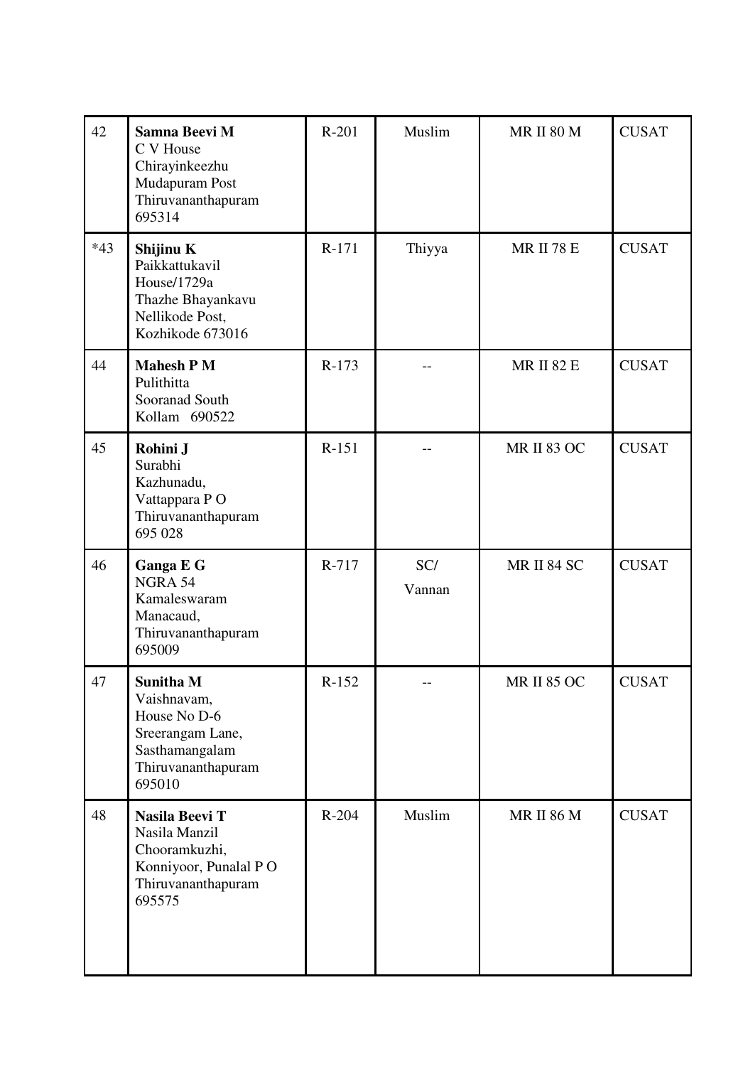| 42 | **Samna Beevi M**<br>C V House<br>Chirayinkeezhu<br>Mudapuram Post<br>Thiruvananthapuram<br>695314 | R-201 | Muslim | MR II 80 M | CUSAT |
|---|---|---|---|---|---|
| *43 | **Shijinu K**<br>Paikkattukavil<br>House/1729a<br>Thazhe Bhayankavu<br>Nellikode Post,<br>Kozhikode 673016 | R-171 | Thiyya | MR II 78 E | CUSAT |
| 44 | **Mahesh P M**<br>Pulithitta<br>Sooranad South<br>Kollam 690522 | R-173 | -- | MR II 82 E | CUSAT |
| 45 | **Rohini J**<br>Surabhi<br>Kazhunadu,<br>Vattappara P O<br>Thiruvananthapuram<br>695 028 | R-151 | -- | MR II 83 OC | CUSAT |
| 46 | **Ganga E G**<br>NGRA 54<br>Kamaleswaram<br>Manacaud,<br>Thiruvananthapuram<br>695009 | R-717 | SC/<br>Vannan | MR II 84 SC | CUSAT |
| 47 | **Sunitha M**<br>Vaishnavam,<br>House No D-6<br>Sreerangam Lane,<br>Sasthamangalam<br>Thiruvananthapuram<br>695010 | R-152 | -- | MR II 85 OC | CUSAT |
| 48 | **Nasila Beevi T**<br>Nasila Manzil<br>Chooramkuzhi,<br>Konniyoor, Punalal P O<br>Thiruvananthapuram<br>695575 | R-204 | Muslim | MR II 86 M | CUSAT |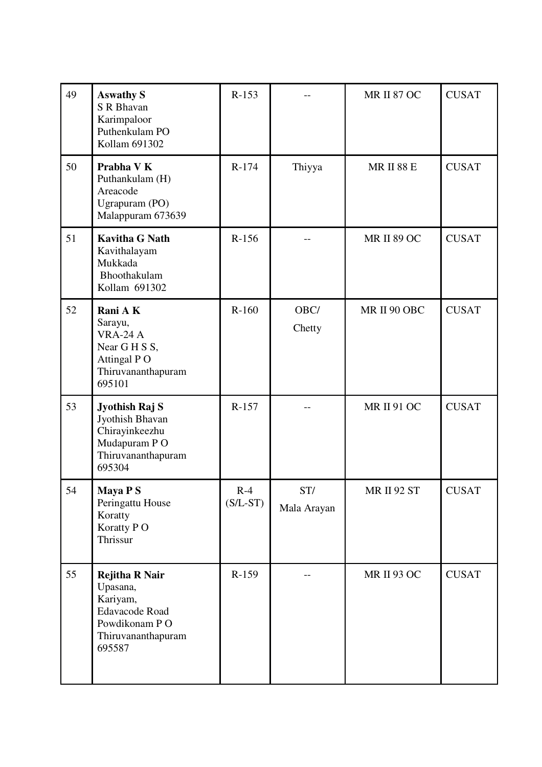| 49 | **Aswathy S**<br>S R Bhavan<br>Karimpaloor<br>Puthenkulam PO<br>Kollam 691302 | R-153 | -- | MR II 87 OC | CUSAT |
|---|---|---|---|---|---|
| 50 | **Prabha V K**<br>Puthankulam (H)<br>Areacode<br>Ugrapuram (PO)<br>Malappuram 673639 | R-174 | Thiyya | MR II 88 E | CUSAT |
| 51 | **Kavitha G Nath**<br>Kavithalayam<br>Mukkada<br>Bhoothakulam<br>Kollam 691302 | R-156 | -- | MR II 89 OC | CUSAT |
| 52 | **Rani A K**<br>Sarayu,<br>VRA-24 A<br>Near G H S S,<br>Attingal P O<br>Thiruvananthapuram<br>695101 | R-160 | OBC/<br>Chetty | MR II 90 OBC | CUSAT |
| 53 | **Jyothish Raj S**<br>Jyothish Bhavan<br>Chirayinkeezhu<br>Mudapuram P O<br>Thiruvananthapuram<br>695304 | R-157 | -- | MR II 91 OC | CUSAT |
| 54 | **Maya P S**<br>Peringattu House<br>Koratty<br>Koratty P O<br>Thrissur | R-4<br>(S/L-ST) | ST/<br>Mala Arayan | MR II 92 ST | CUSAT |
| 55 | **Rejitha R Nair**<br>Upasana,<br>Kariyam,<br>Edavacode Road<br>Powdikonam P O<br>Thiruvananthapuram<br>695587 | R-159 | -- | MR II 93 OC | CUSAT |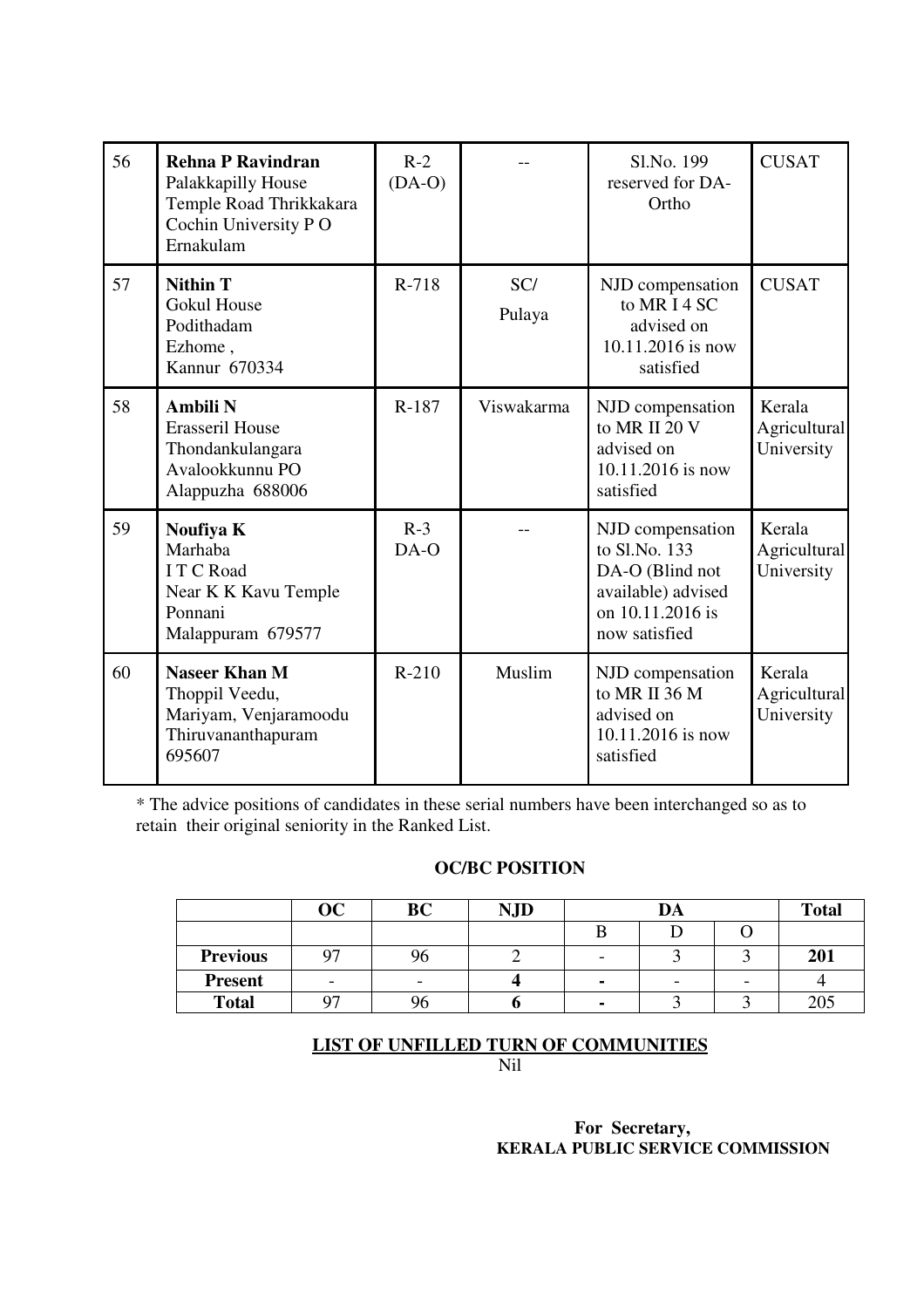| | | | | | |
|---|---|---|---|---|---|
| 56 | **Rehna P Ravindran**<br>Palakkapilly House<br>Temple Road Thrikkakara<br>Cochin University P O<br>Ernakulam | R-2<br>(DA-O) | -- | Sl.No. 199 reserved for DA-Ortho | CUSAT |
| 57 | **Nithin T**<br>Gokul House<br>Podithadam<br>Ezhome ,<br>Kannur 670334 | R-718 | SC/<br>Pulaya | NJD compensation to MR I 4 SC advised on 10.11.2016 is now satisfied | CUSAT |
| 58 | **Ambili N**<br>Erasseril House<br>Thondankulangara<br>Avalookkunnu PO<br>Alappuzha 688006 | R-187 | Viswakarma | NJD compensation to MR II 20 V advised on 10.11.2016 is now satisfied | Kerala Agricultural University |
| 59 | **Noufiya K**<br>Marhaba<br>I T C Road<br>Near K K Kavu Temple<br>Ponnani<br>Malappuram 679577 | R-3<br>DA-O | -- | NJD compensation to Sl.No. 133 DA-O (Blind not available) advised on 10.11.2016 is now satisfied | Kerala Agricultural University |
| 60 | **Naseer Khan M**<br>Thoppil Veedu,<br>Mariyam, Venjaramoodu<br>Thiruvananthapuram<br>695607 | R-210 | Muslim | NJD compensation to MR II 36 M advised on 10.11.2016 is now satisfied | Kerala Agricultural University |

* The advice positions of candidates in these serial numbers have been interchanged so as to retain their original seniority in the Ranked List.

### OC/BC POSITION

| | OC | BC | NJD | DA | | | Total |
|---|---|---|---|---|---|---|---|
| | | | | B | D | O | |
| **Previous** | 97 | 96 | 2 | - | 3 | 3 | **201** |
| **Present** | - | - | **4** | **-** | - | - | 4 |
| **Total** | 97 | 96 | **6** | **-** | 3 | 3 | 205 |

### LIST OF UNFILLED TURN OF COMMUNITIES

Nil

**For Secretary,**
**KERALA PUBLIC SERVICE COMMISSION**